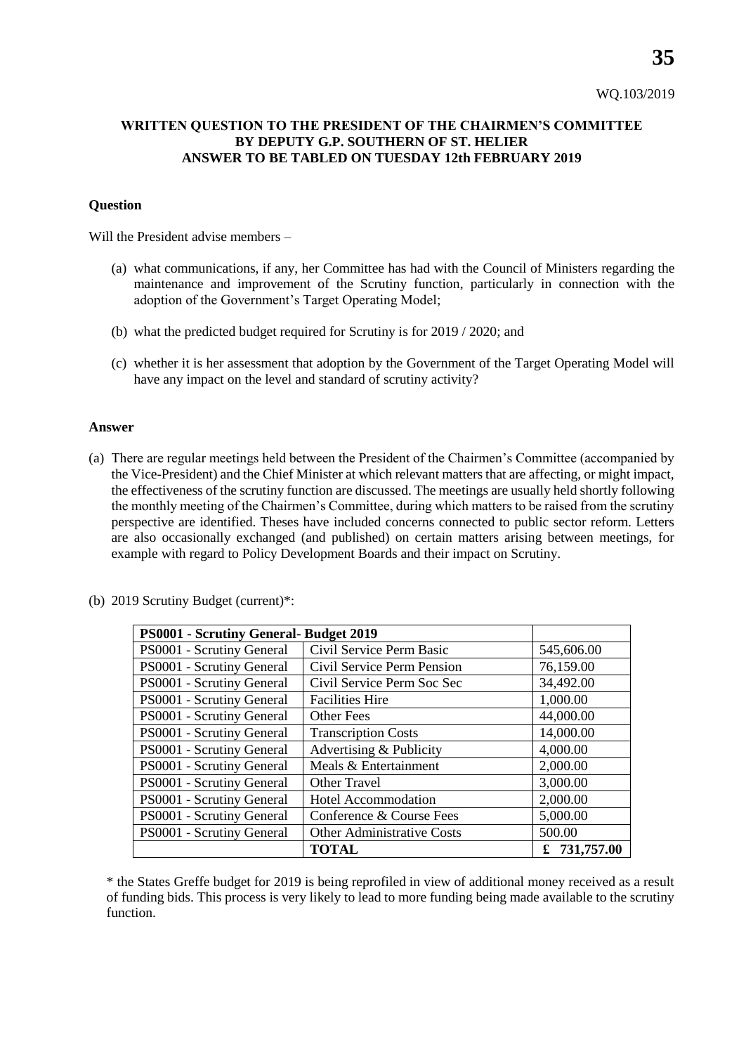WQ.103/2019

**WRITTEN QUESTION TO THE PRESIDENT OF THE CHAIRMEN'S COMMITTEE BY DEPUTY G.P. SOUTHERN OF ST. HELIER ANSWER TO BE TABLED ON TUESDAY 12th FEBRUARY 2019**

**Question**

Will the President advise members –

(a) what communications, if any, her Committee has had with the Council of Ministers regarding the maintenance and improvement of the Scrutiny function, particularly in connection with the adoption of the Government's Target Operating Model;

(b) what the predicted budget required for Scrutiny is for 2019 / 2020; and

(c) whether it is her assessment that adoption by the Government of the Target Operating Model will have any impact on the level and standard of scrutiny activity?

**Answer**

(a) There are regular meetings held between the President of the Chairmen's Committee (accompanied by the Vice-President) and the Chief Minister at which relevant matters that are affecting, or might impact, the effectiveness of the scrutiny function are discussed. The meetings are usually held shortly following the monthly meeting of the Chairmen's Committee, during which matters to be raised from the scrutiny perspective are identified. Theses have included concerns connected to public sector reform. Letters are also occasionally exchanged (and published) on certain matters arising between meetings, for example with regard to Policy Development Boards and their impact on Scrutiny.

(b) 2019 Scrutiny Budget (current)*:

| **PS0001 - Scrutiny General- Budget 2019** | | |
|---|---|---|
| PS0001 - Scrutiny General | Civil Service Perm Basic | 545,606.00 |
| PS0001 - Scrutiny General | Civil Service Perm Pension | 76,159.00 |
| PS0001 - Scrutiny General | Civil Service Perm Soc Sec | 34,492.00 |
| PS0001 - Scrutiny General | Facilities Hire | 1,000.00 |
| PS0001 - Scrutiny General | Other Fees | 44,000.00 |
| PS0001 - Scrutiny General | Transcription Costs | 14,000.00 |
| PS0001 - Scrutiny General | Advertising & Publicity | 4,000.00 |
| PS0001 - Scrutiny General | Meals & Entertainment | 2,000.00 |
| PS0001 - Scrutiny General | Other Travel | 3,000.00 |
| PS0001 - Scrutiny General | Hotel Accommodation | 2,000.00 |
| PS0001 - Scrutiny General | Conference & Course Fees | 5,000.00 |
| PS0001 - Scrutiny General | Other Administrative Costs | 500.00 |
| | **TOTAL** | **£ 731,757.00** |

\* the States Greffe budget for 2019 is being reprofiled in view of additional money received as a result of funding bids. This process is very likely to lead to more funding being made available to the scrutiny function.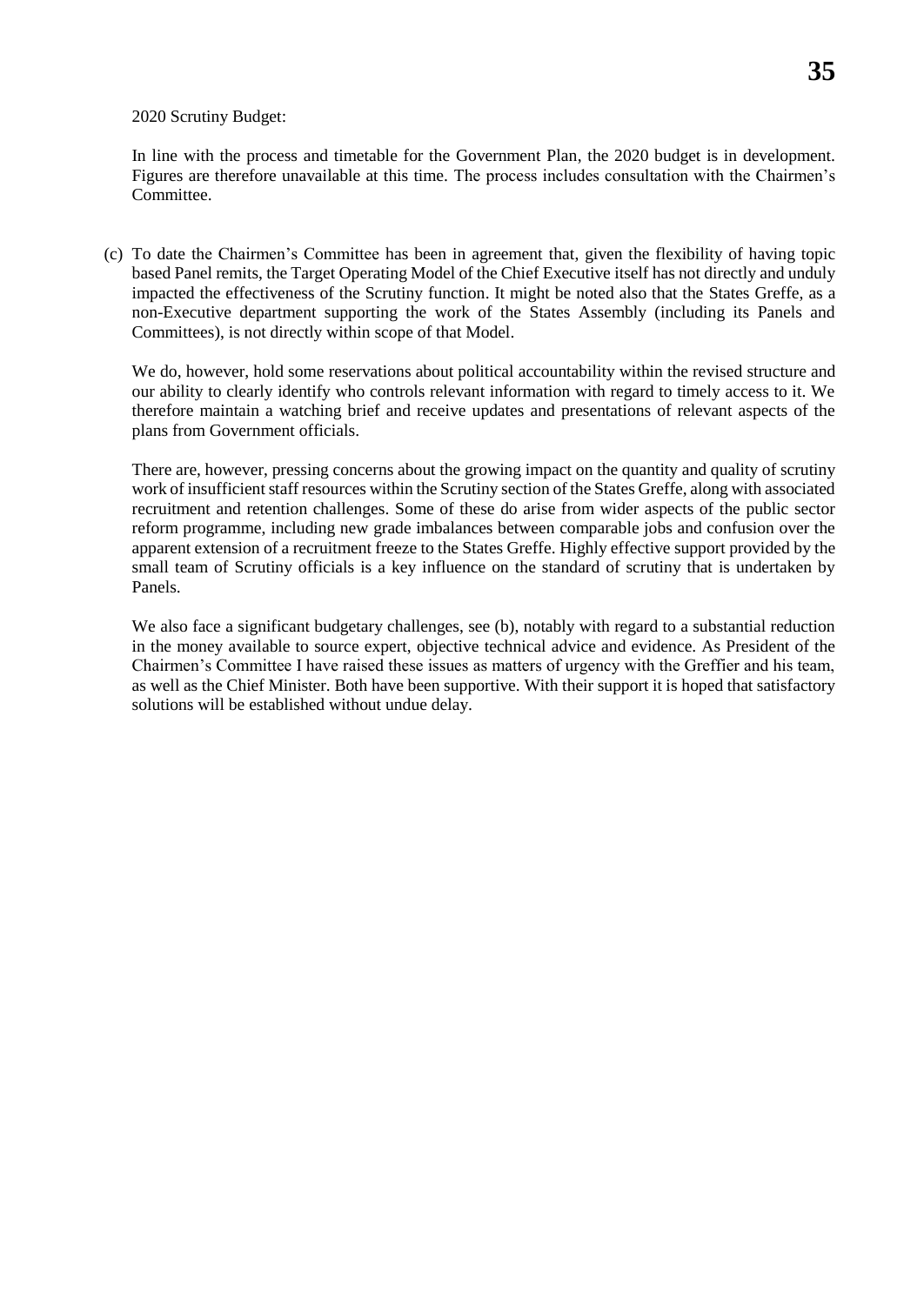2020 Scrutiny Budget:

In line with the process and timetable for the Government Plan, the 2020 budget is in development. Figures are therefore unavailable at this time. The process includes consultation with the Chairmen's Committee.

(c) To date the Chairmen's Committee has been in agreement that, given the flexibility of having topic based Panel remits, the Target Operating Model of the Chief Executive itself has not directly and unduly impacted the effectiveness of the Scrutiny function. It might be noted also that the States Greffe, as a non-Executive department supporting the work of the States Assembly (including its Panels and Committees), is not directly within scope of that Model.

We do, however, hold some reservations about political accountability within the revised structure and our ability to clearly identify who controls relevant information with regard to timely access to it. We therefore maintain a watching brief and receive updates and presentations of relevant aspects of the plans from Government officials.

There are, however, pressing concerns about the growing impact on the quantity and quality of scrutiny work of insufficient staff resources within the Scrutiny section of the States Greffe, along with associated recruitment and retention challenges. Some of these do arise from wider aspects of the public sector reform programme, including new grade imbalances between comparable jobs and confusion over the apparent extension of a recruitment freeze to the States Greffe. Highly effective support provided by the small team of Scrutiny officials is a key influence on the standard of scrutiny that is undertaken by Panels.

We also face a significant budgetary challenges, see (b), notably with regard to a substantial reduction in the money available to source expert, objective technical advice and evidence. As President of the Chairmen's Committee I have raised these issues as matters of urgency with the Greffier and his team, as well as the Chief Minister. Both have been supportive. With their support it is hoped that satisfactory solutions will be established without undue delay.